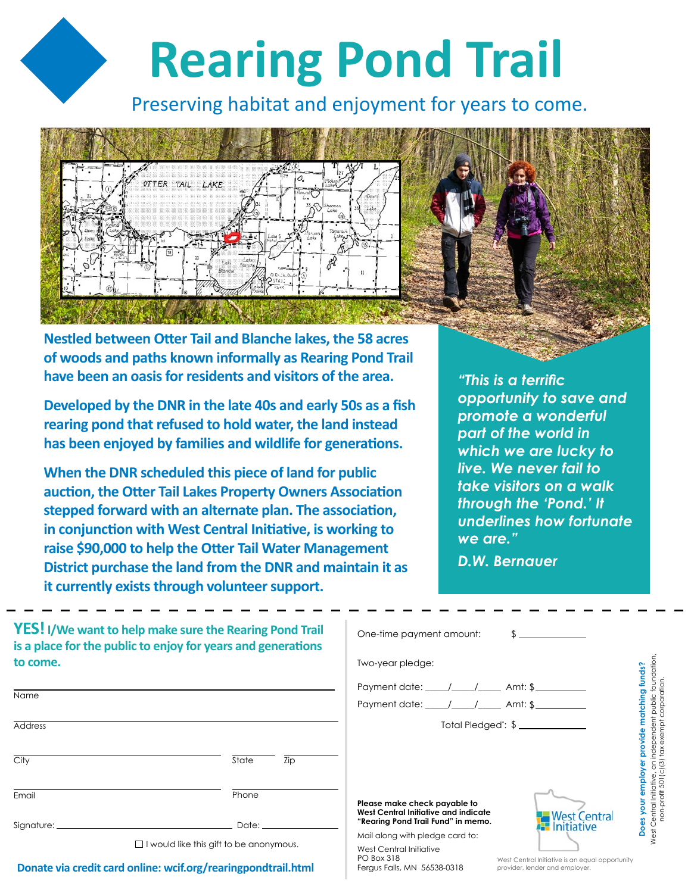# Rearing Pond Trail

Preserving habitat and enjoyment for years to come.

**Nestled between Otter Tail and Blanche lakes, the 58 acres of woods and paths known informally as Rearing Pond Trail have been an oasis for residents and visitors of the area.**

**Developed by the DNR in the late 40s and early 50s as a fish rearing pond that refused to hold water, the land instead has been enjoyed by families and wildlife for generations.**

**When the DNR scheduled this piece of land for public auction, the Otter Tail Lakes Property Owners Association stepped forward with an alternate plan. The association, in conjunction with West Central Initiative, is working to raise $90,000 to help the Otter Tail Water Management District purchase the land from the DNR and maintain it as it currently exists through volunteer support.**

> ***"This is a terrific opportunity to save and promote a wonderful part of the world in which we are lucky to live. We never fail to take visitors on a walk through the 'Pond.' It underlines how fortunate we are."***
>
> ***D.W. Bernauer***

---

**YES! I/We want to help make sure the Rearing Pond Trail is a place for the public to enjoy for years and generations to come.**

Name ______________________

Address ______________________

City ______________ State ______ Zip ______

Email ______________ Phone ______________

Signature: ______________ Date: ______________

☐ I would like this gift to be anonymous.

**Donate via credit card online: wcif.org/rearingpondtrail.html**

One-time payment amount: $ ________

Two-year pledge:

Payment date: ____/____/____ Amt: $ ________

Payment date: ____/____/____ Amt: $ ________

Total Pledged*: $ ________

**Please make check payable to West Central Initiative and indicate "Rearing Pond Trail Fund" in memo.**

Mail along with pledge card to:

West Central Initiative
PO Box 318
Fergus Falls, MN 56538-0318

West Central Initiative

West Central Initiative is an equal opportunity provider, lender and employer.

**Does your employer provide matching funds?**

West Central Initiative, an independent public foundation, non-profit 501(c)(3) tax exempt corporation.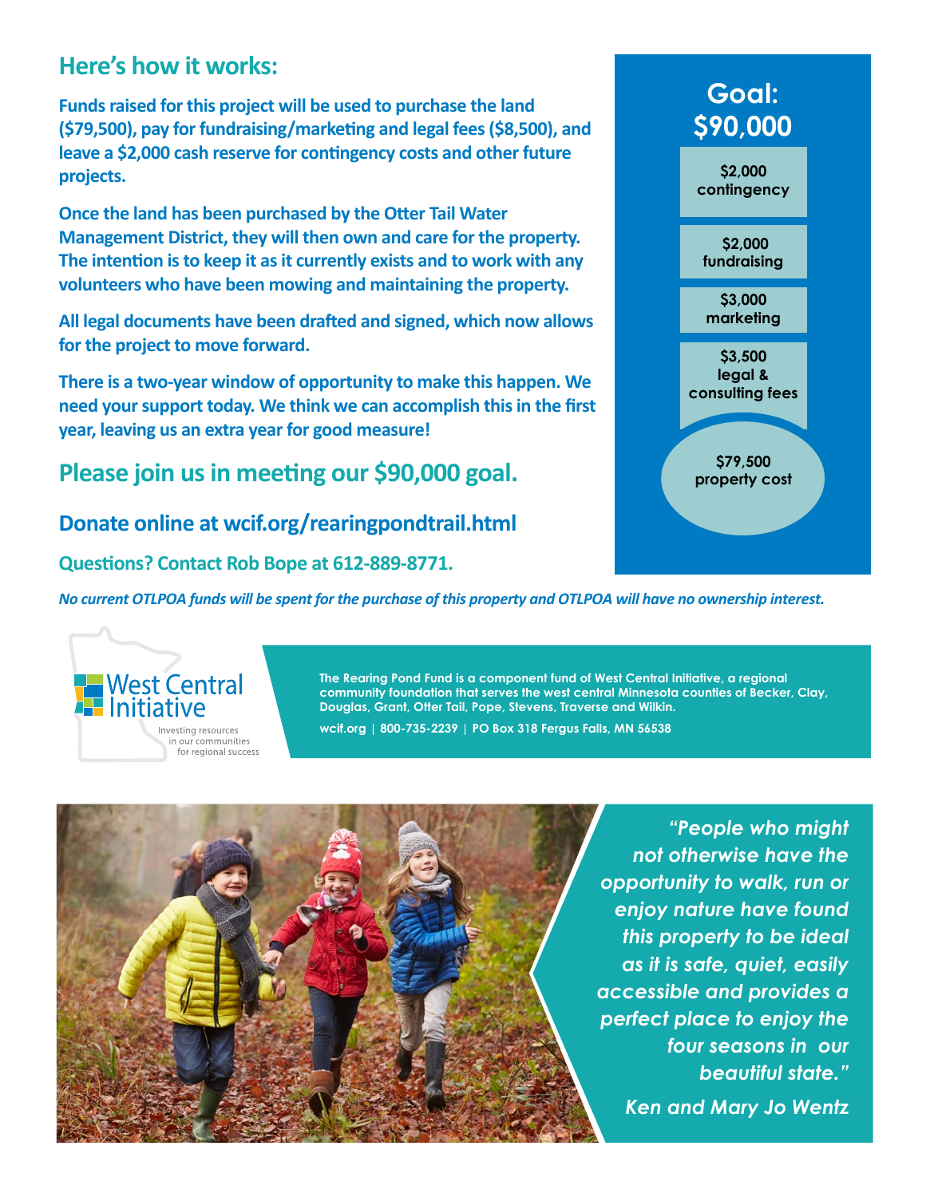## Here's how it works:

**Funds raised for this project will be used to purchase the land ($79,500), pay for fundraising/marketing and legal fees ($8,500), and leave a $2,000 cash reserve for contingency costs and other future projects.**

**Once the land has been purchased by the Otter Tail Water Management District, they will then own and care for the property. The intention is to keep it as it currently exists and to work with any volunteers who have been mowing and maintaining the property.**

**All legal documents have been drafted and signed, which now allows for the project to move forward.**

**There is a two-year window of opportunity to make this happen. We need your support today. We think we can accomplish this in the first year, leaving us an extra year for good measure!**

## Please join us in meeting our $90,000 goal.

### Donate online at wcif.org/rearingpondtrail.html

**Questions? Contact Rob Bope at 612-889-8771.**

**Goal: $90,000**

$2,000 contingency

$2,000 fundraising

$3,000 marketing

$3,500 legal & consulting fees

$79,500 property cost

***No current OTLPOA funds will be spent for the purchase of this property and OTLPOA will have no ownership interest.***

West Central Initiative

Investing resources in our communities for regional success

**The Rearing Pond Fund is a component fund of West Central Initiative, a regional community foundation that serves the west central Minnesota counties of Becker, Clay, Douglas, Grant, Otter Tail, Pope, Stevens, Traverse and Wilkin.**

**wcif.org | 800-735-2239 | PO Box 318 Fergus Falls, MN 56538**

*"People who might not otherwise have the opportunity to walk, run or enjoy nature have found this property to be ideal as it is safe, quiet, easily accessible and provides a perfect place to enjoy the four seasons in our beautiful state."*

*Ken and Mary Jo Wentz*